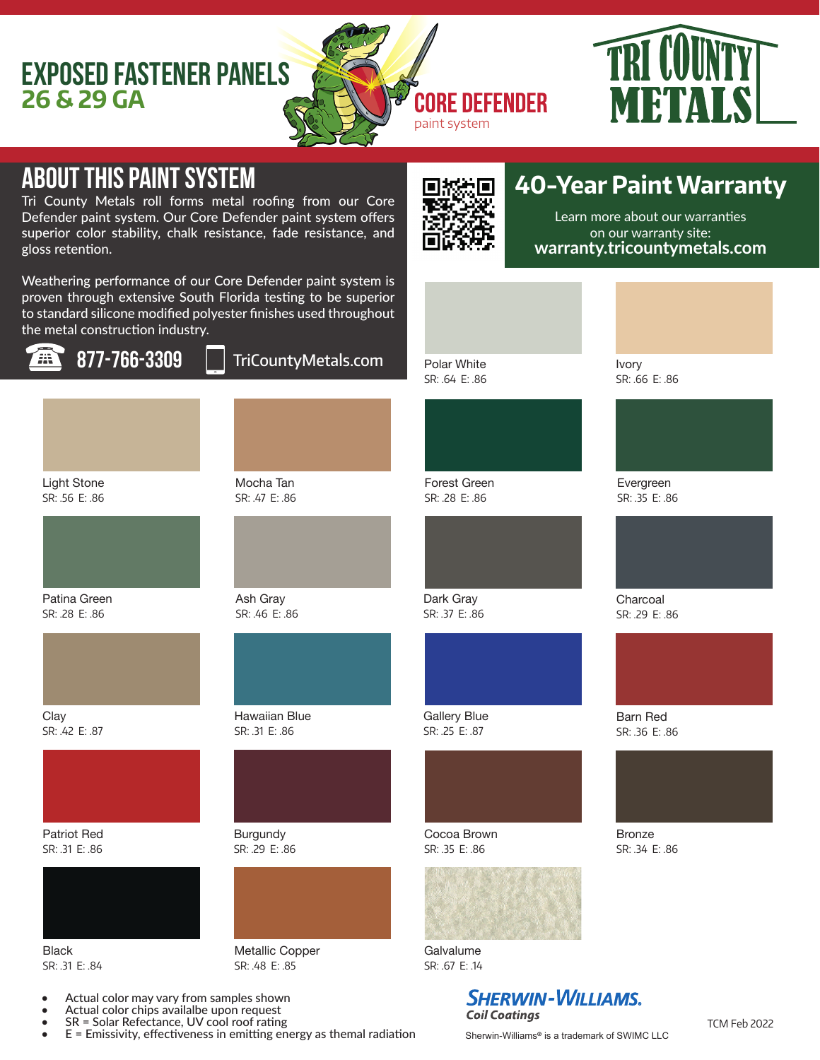# EXPOSED FASTENER PANELS
## 26 & 29 GA

CORE DEFENDER
paint system

TRI COUNTY METALS

## ABOUT THIS PAINT SYSTEM

Tri County Metals roll forms metal roofing from our Core Defender paint system. Our Core Defender paint system offers superior color stability, chalk resistance, fade resistance, and gloss retention.

Weathering performance of our Core Defender paint system is proven through extensive South Florida testing to be superior to standard silicone modified polyester finishes used throughout the metal construction industry.

877-766-3309 TriCountyMetals.com

## 40-Year Paint Warranty

Learn more about our warranties on our warranty site:
**warranty.tricountymetals.com**

Polar White
SR: .64 E: .86

Ivory
SR: .66 E: .86

Light Stone
SR: .56 E: .86

Mocha Tan
SR: .47 E: .86

Forest Green
SR: .28 E: .86

Evergreen
SR: .35 E: .86

Patina Green
SR: .28 E: .86

Ash Gray
SR: .46 E: .86

Dark Gray
SR: .37 E: .86

Charcoal
SR: .29 E: .86

Clay
SR: .42 E: .87

Hawaiian Blue
SR: .31 E: .86

Gallery Blue
SR: .25 E: .87

Barn Red
SR: .36 E: .86

Patriot Red
SR: .31 E: .86

Burgundy
SR: .29 E: .86

Cocoa Brown
SR: .35 E: .86

Bronze
SR: .34 E: .86

Black
SR: .31 E: .84

Metallic Copper
SR: .48 E: .85

Galvalume
SR: .67 E: .14

- Actual color may vary from samples shown
- Actual color chips availalbe upon request
- SR = Solar Refectance, UV cool roof rating
- E = Emissivity, effectiveness in emitting energy as themal radiation

SHERWIN-WILLIAMS.
Coil Coatings

Sherwin-Williams® is a trademark of SWIMC LLC

TCM Feb 2022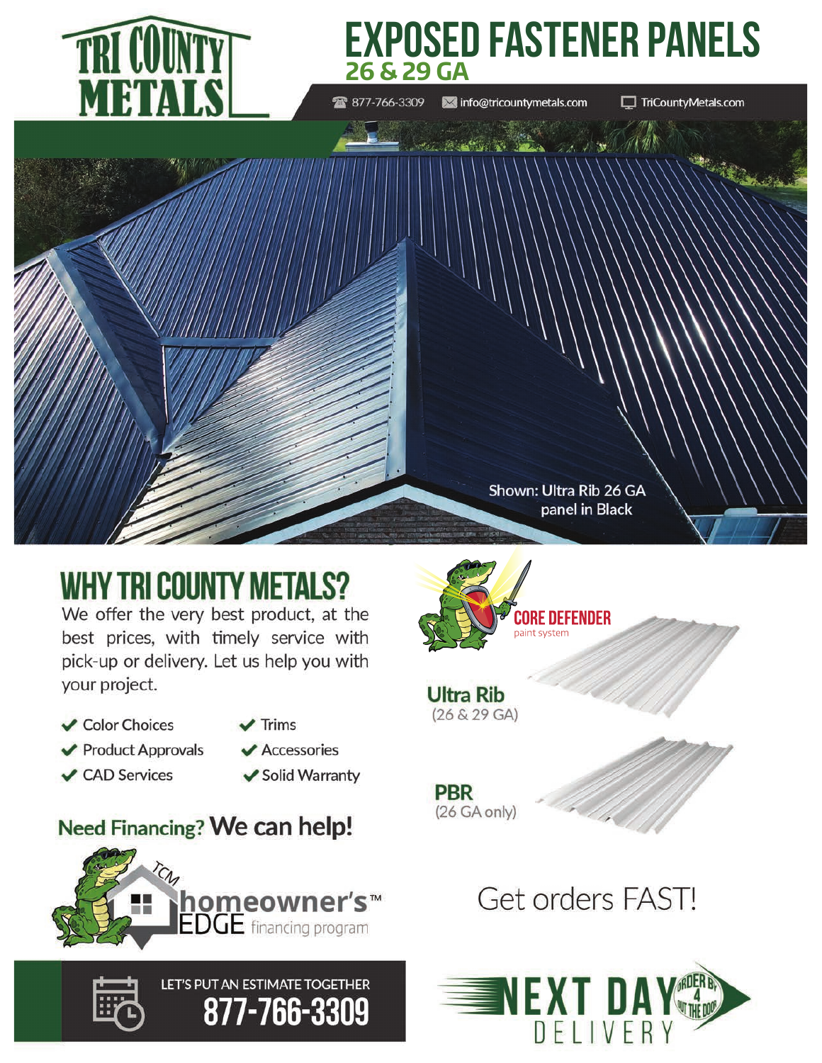# TRI COUNTY METALS

# EXPOSED FASTENER PANELS

## 26 & 29 GA

877-766-3309 info@tricountymetals.com TriCountyMetals.com

Shown: Ultra Rib 26 GA panel in Black

## WHY TRI COUNTY METALS?

We offer the very best product, at the best prices, with timely service with pick-up or delivery. Let us help you with your project.

- ✔ Color Choices
- ✔ Product Approvals
- ✔ CAD Services
- ✔ Trims
- ✔ Accessories
- ✔ Solid Warranty

CORE DEFENDER paint system

**Ultra Rib** (26 & 29 GA)

**PBR** (26 GA only)

Need Financing? **We can help!**

TCM homeowner's™ EDGE financing program

Get orders FAST!

LET'S PUT AN ESTIMATE TOGETHER

**877-766-3309**

NEXT DAY DELIVERY ORDER BY 4 PUT THE DOOR